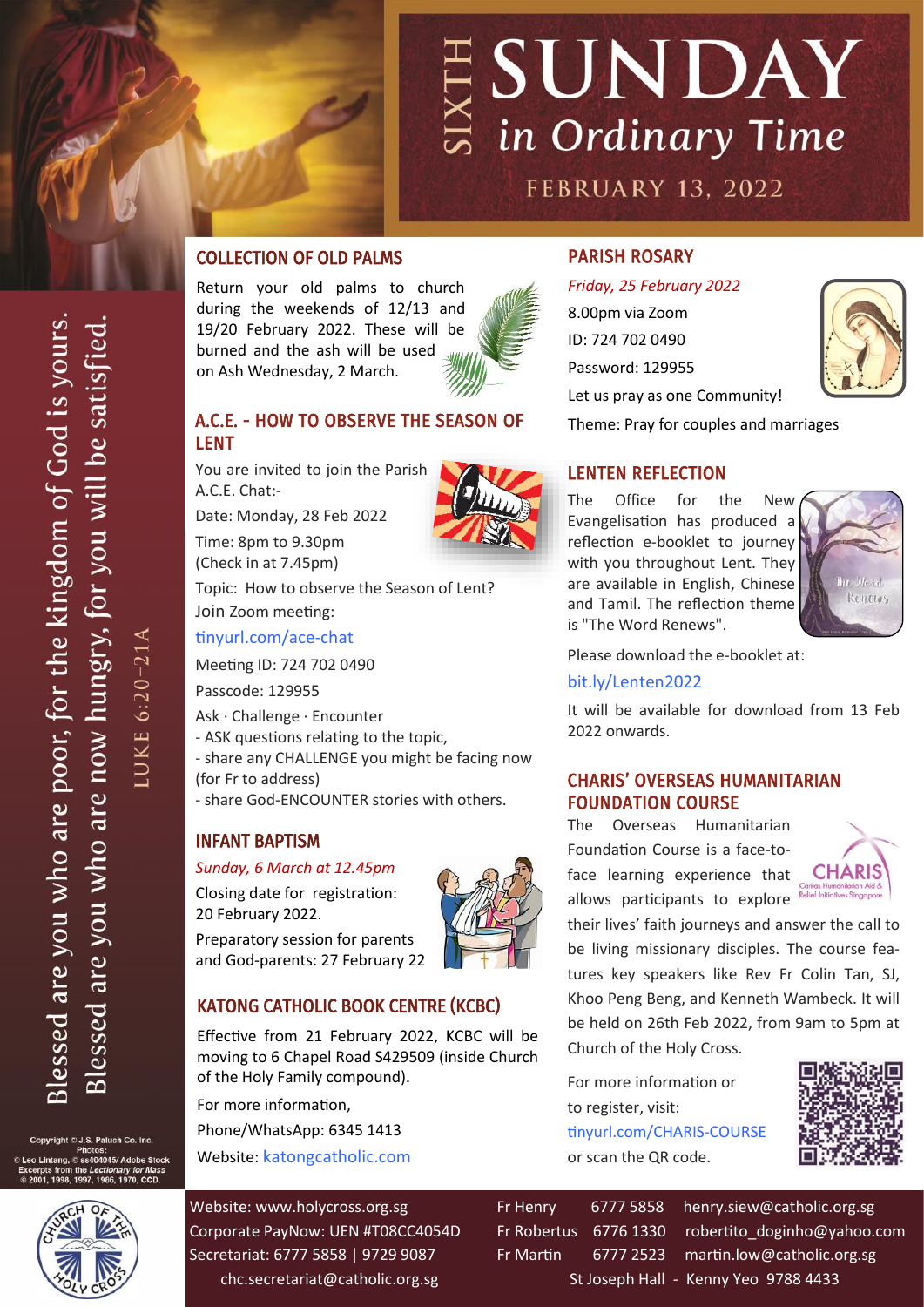# SIXTH SUNDAY in Ordinary Time

FEBRUARY 13, 2022

Blessed are you who are poor, for the kingdom of God is yours.
Blessed are you who are now hungry, for you will be satisfied.

LUKE 6:20–21A

## COLLECTION OF OLD PALMS

Return your old palms to church during the weekends of 12/13 and 19/20 February 2022. These will be burned and the ash will be used on Ash Wednesday, 2 March.

## A.C.E. - HOW TO OBSERVE THE SEASON OF LENT

You are invited to join the Parish A.C.E. Chat:-

Date: Monday, 28 Feb 2022

Time: 8pm to 9.30pm
(Check in at 7.45pm)

Topic: How to observe the Season of Lent?

Join Zoom meeting:

tinyurl.com/ace-chat

Meeting ID: 724 702 0490

Passcode: 129955

Ask · Challenge · Encounter

- ASK questions relating to the topic,
- share any CHALLENGE you might be facing now (for Fr to address)
- share God-ENCOUNTER stories with others.

## INFANT BAPTISM

*Sunday, 6 March at 12.45pm*

Closing date for registration: 20 February 2022.

Preparatory session for parents and God-parents: 27 February 22

## KATONG CATHOLIC BOOK CENTRE (KCBC)

Effective from 21 February 2022, KCBC will be moving to 6 Chapel Road S429509 (inside Church of the Holy Family compound).

For more information,

Phone/WhatsApp: 6345 1413

Website: katongcatholic.com

## PARISH ROSARY

*Friday, 25 February 2022*

8.00pm via Zoom

ID: 724 702 0490

Password: 129955

Let us pray as one Community!

Theme: Pray for couples and marriages

## LENTEN REFLECTION

The Office for the New Evangelisation has produced a reflection e-booklet to journey with you throughout Lent. They are available in English, Chinese and Tamil. The reflection theme is "The Word Renews".

Please download the e-booklet at:

bit.ly/Lenten2022

It will be available for download from 13 Feb 2022 onwards.

## CHARIS' OVERSEAS HUMANITARIAN FOUNDATION COURSE

The Overseas Humanitarian Foundation Course is a face-to-face learning experience that allows participants to explore their lives' faith journeys and answer the call to be living missionary disciples. The course features key speakers like Rev Fr Colin Tan, SJ, Khoo Peng Beng, and Kenneth Wambeck. It will be held on 26th Feb 2022, from 9am to 5pm at Church of the Holy Cross.

For more information or to register, visit:

tinyurl.com/CHARIS-COURSE

or scan the QR code.

---

Copyright © J.S. Paluch Co. Inc.
Photos:
© Leo Lintang, © ss404045/ Adobe Stock
Excerpts from the *Lectionary for Mass*
© 2001, 1998, 1997, 1986, 1970, CCD.

Website: www.holycross.org.sg
Corporate PayNow: UEN #T08CC4054D
Secretariat: 6777 5858 | 9729 9087
chc.secretariat@catholic.org.sg

| | | |
|---|---|---|
| Fr Henry | 6777 5858 | henry.siew@catholic.org.sg |
| Fr Robertus | 6776 1330 | robertito_doginho@yahoo.com |
| Fr Martin | 6777 2523 | martin.low@catholic.org.sg |

St Joseph Hall - Kenny Yeo 9788 4433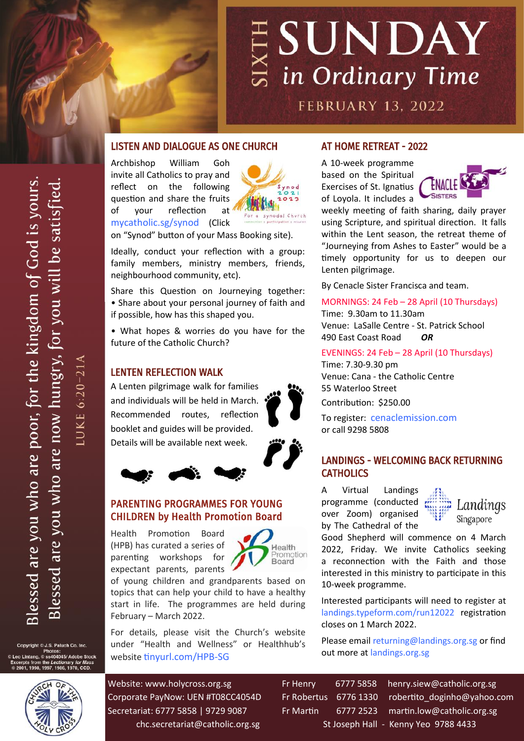# SIXTH SUNDAY in Ordinary Time

FEBRUARY 13, 2022

Blessed are you who are poor, for the kingdom of God is yours.
Blessed are you who are now hungry, for you will be satisfied.

LUKE 6:20–21A

## LISTEN AND DIALOGUE AS ONE CHURCH

Archbishop William Goh invite all Catholics to pray and reflect on the following question and share the fruits of your reflection at mycatholic.sg/synod (Click on "Synod" button of your Mass Booking site).

Ideally, conduct your reflection with a group: family members, ministry members, friends, neighbourhood community, etc).

Share this Question on Journeying together:

- Share about your personal journey of faith and if possible, how has this shaped you.
- What hopes & worries do you have for the future of the Catholic Church?

## LENTEN REFLECTION WALK

A Lenten pilgrimage walk for families and individuals will be held in March. Recommended routes, reflection booklet and guides will be provided. Details will be available next week.

## PARENTING PROGRAMMES FOR YOUNG CHILDREN by Health Promotion Board

Health Promotion Board (HPB) has curated a series of parenting workshops for expectant parents, parents of young children and grandparents based on topics that can help your child to have a healthy start in life. The programmes are held during February – March 2022.

For details, please visit the Church's website under "Health and Wellness" or Healthhub's website tinyurl.com/HPB-SG

## AT HOME RETREAT - 2022

A 10-week programme based on the Spiritual Exercises of St. Ignatius of Loyola. It includes a weekly meeting of faith sharing, daily prayer using Scripture, and spiritual direction. It falls within the Lent season, the retreat theme of "Journeying from Ashes to Easter" would be a timely opportunity for us to deepen our Lenten pilgrimage.

By Cenacle Sister Francisca and team.

MORNINGS: 24 Feb – 28 April (10 Thursdays)
Time: 9.30am to 11.30am
Venue: LaSalle Centre - St. Patrick School
490 East Coast Road ***OR***

EVENINGS: 24 Feb – 28 April (10 Thursdays)
Time: 7.30-9.30 pm
Venue: Cana - the Catholic Centre
55 Waterloo Street

Contribution: $250.00

To register: cenaclemission.com
or call 9298 5808

## LANDINGS - WELCOMING BACK RETURNING CATHOLICS

A Virtual Landings programme (conducted over Zoom) organised by The Cathedral of the Good Shepherd will commence on 4 March 2022, Friday. We invite Catholics seeking a reconnection with the Faith and those interested in this ministry to participate in this 10-week programme.

Interested participants will need to register at landings.typeform.com/run12022 registration closes on 1 March 2022.

Please email returning@landings.org.sg or find out more at landings.org.sg

Copyright © J.S. Paluch Co. Inc.
Photos:
© Leo Lintang, © ss404045/ Adobe Stock
Excerpts from the *Lectionary for Mass*
© 2001, 1998, 1997, 1986, 1970, CCD.

Website: www.holycross.org.sg
Corporate PayNow: UEN #T08CC4054D
Secretariat: 6777 5858 | 9729 9087
chc.secretariat@catholic.org.sg

| | | |
|---|---|---|
| Fr Henry | 6777 5858 | henry.siew@catholic.org.sg |
| Fr Robertus | 6776 1330 | robertito_doginho@yahoo.com |
| Fr Martin | 6777 2523 | martin.low@catholic.org.sg |

St Joseph Hall - Kenny Yeo 9788 4433